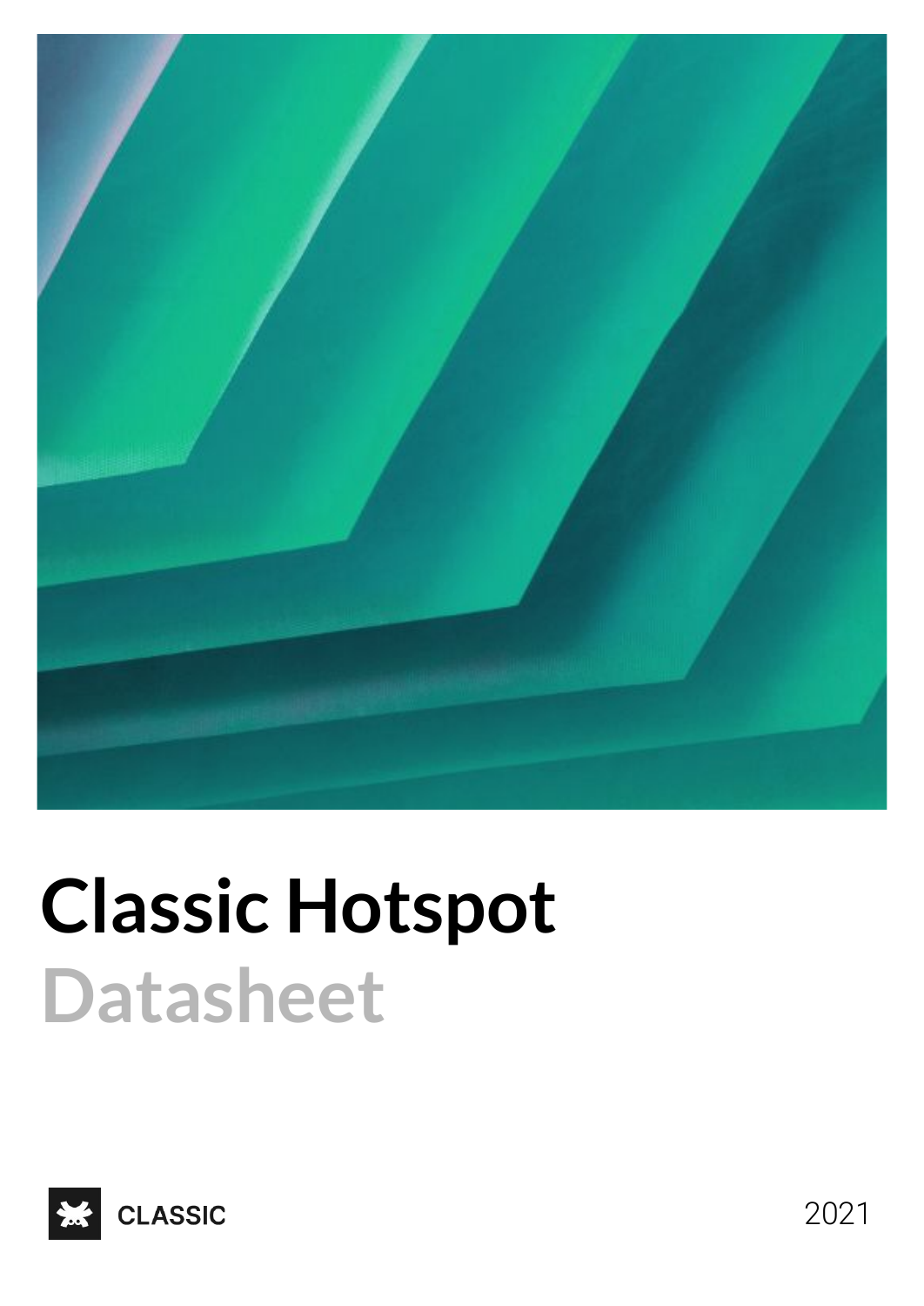# Classic Hotspot

## Datasheet

CLASSIC

2021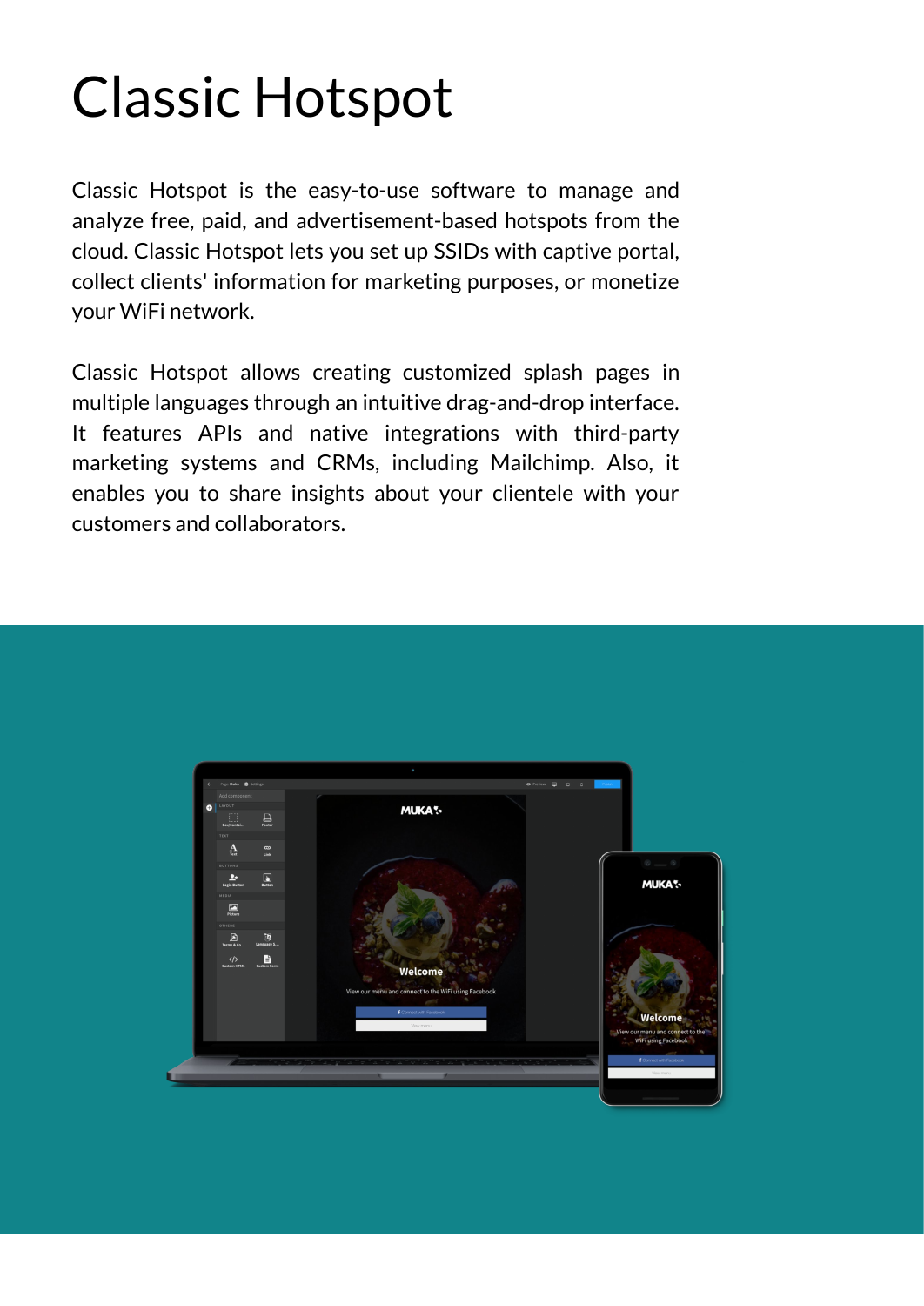# Classic Hotspot

Classic Hotspot is the easy-to-use software to manage and analyze free, paid, and advertisement-based hotspots from the cloud. Classic Hotspot lets you set up SSIDs with captive portal, collect clients' information for marketing purposes, or monetize your WiFi network.

Classic Hotspot allows creating customized splash pages in multiple languages through an intuitive drag-and-drop interface. It features APIs and native integrations with third-party marketing systems and CRMs, including Mailchimp. Also, it enables you to share insights about your clientele with your customers and collaborators.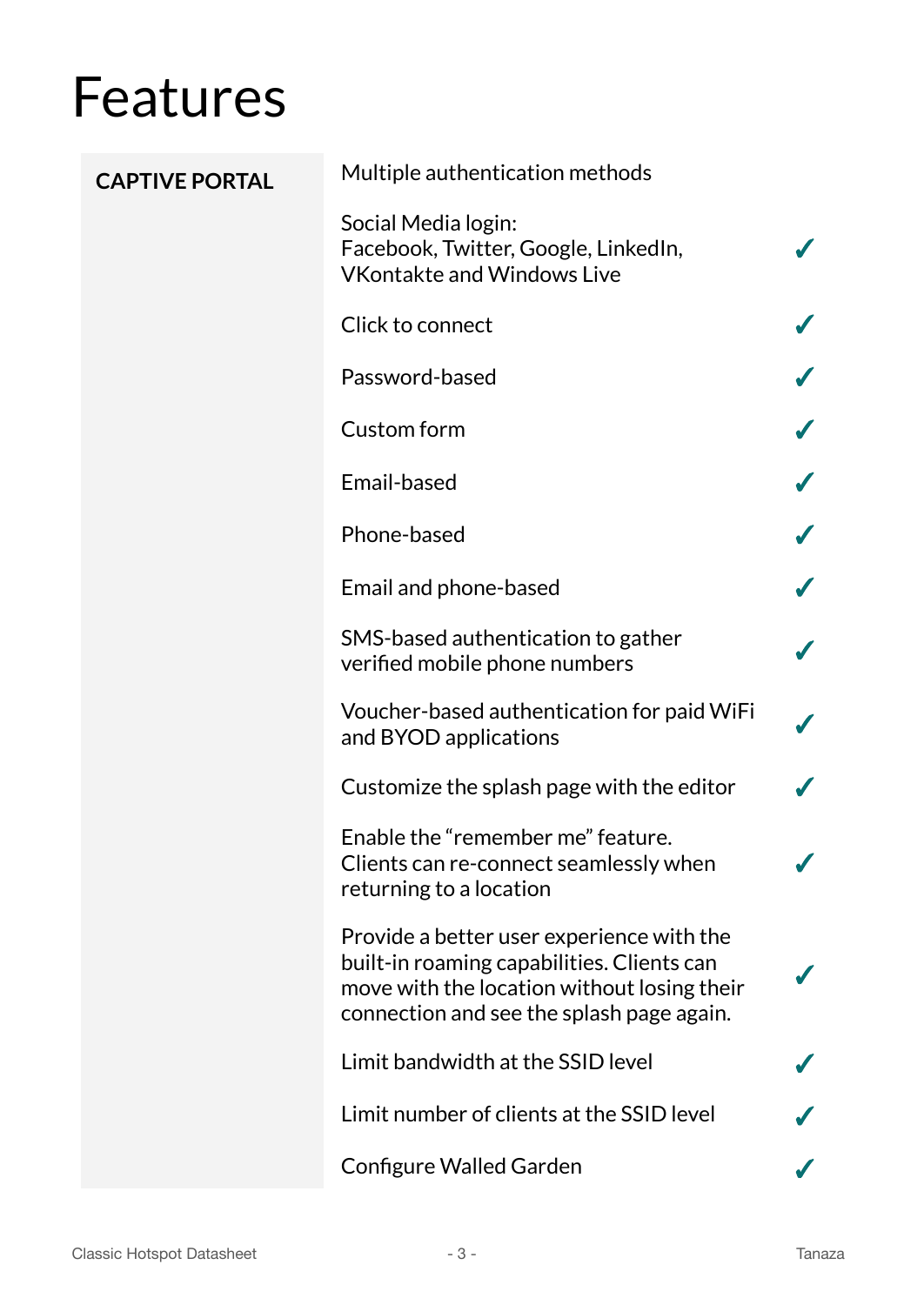# Features

| CAPTIVE PORTAL | | |
|---|---|---|
| | Multiple authentication methods | |
| | Social Media login: Facebook, Twitter, Google, LinkedIn, VKontakte and Windows Live | ✓ |
| | Click to connect | ✓ |
| | Password-based | ✓ |
| | Custom form | ✓ |
| | Email-based | ✓ |
| | Phone-based | ✓ |
| | Email and phone-based | ✓ |
| | SMS-based authentication to gather verified mobile phone numbers | ✓ |
| | Voucher-based authentication for paid WiFi and BYOD applications | ✓ |
| | Customize the splash page with the editor | ✓ |
| | Enable the "remember me" feature. Clients can re-connect seamlessly when returning to a location | ✓ |
| | Provide a better user experience with the built-in roaming capabilities. Clients can move with the location without losing their connection and see the splash page again. | ✓ |
| | Limit bandwidth at the SSID level | ✓ |
| | Limit number of clients at the SSID level | ✓ |
| | Configure Walled Garden | ✓ |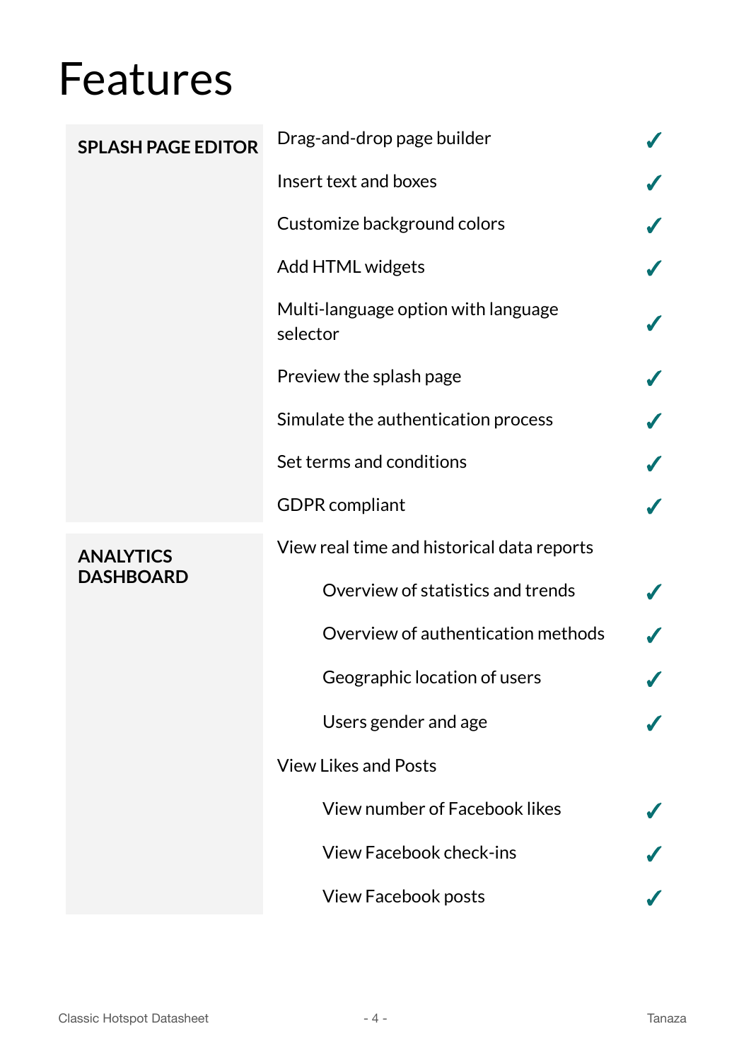# Features

| | | |
|---|---|---|
| **SPLASH PAGE EDITOR** | Drag-and-drop page builder | ✓ |
| | Insert text and boxes | ✓ |
| | Customize background colors | ✓ |
| | Add HTML widgets | ✓ |
| | Multi-language option with language selector | ✓ |
| | Preview the splash page | ✓ |
| | Simulate the authentication process | ✓ |
| | Set terms and conditions | ✓ |
| | GDPR compliant | ✓ |
| **ANALYTICS DASHBOARD** | View real time and historical data reports | |
| | Overview of statistics and trends | ✓ |
| | Overview of authentication methods | ✓ |
| | Geographic location of users | ✓ |
| | Users gender and age | ✓ |
| | View Likes and Posts | |
| | View number of Facebook likes | ✓ |
| | View Facebook check-ins | ✓ |
| | View Facebook posts | ✓ |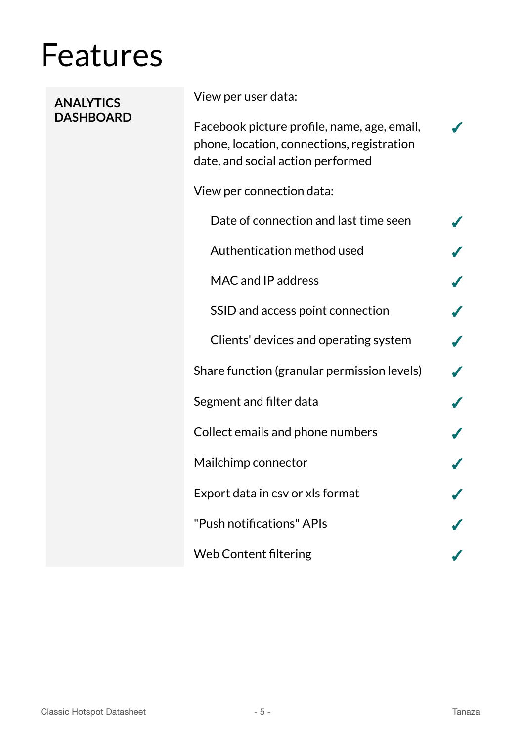# Features

| ANALYTICS DASHBOARD | | |
|---|---|---|
| | View per user data: | |
| | Facebook picture profile, name, age, email, phone, location, connections, registration date, and social action performed | ✓ |
| | View per connection data: | |
| | Date of connection and last time seen | ✓ |
| | Authentication method used | ✓ |
| | MAC and IP address | ✓ |
| | SSID and access point connection | ✓ |
| | Clients' devices and operating system | ✓ |
| | Share function (granular permission levels) | ✓ |
| | Segment and filter data | ✓ |
| | Collect emails and phone numbers | ✓ |
| | Mailchimp connector | ✓ |
| | Export data in csv or xls format | ✓ |
| | "Push notifications" APIs | ✓ |
| | Web Content filtering | ✓ |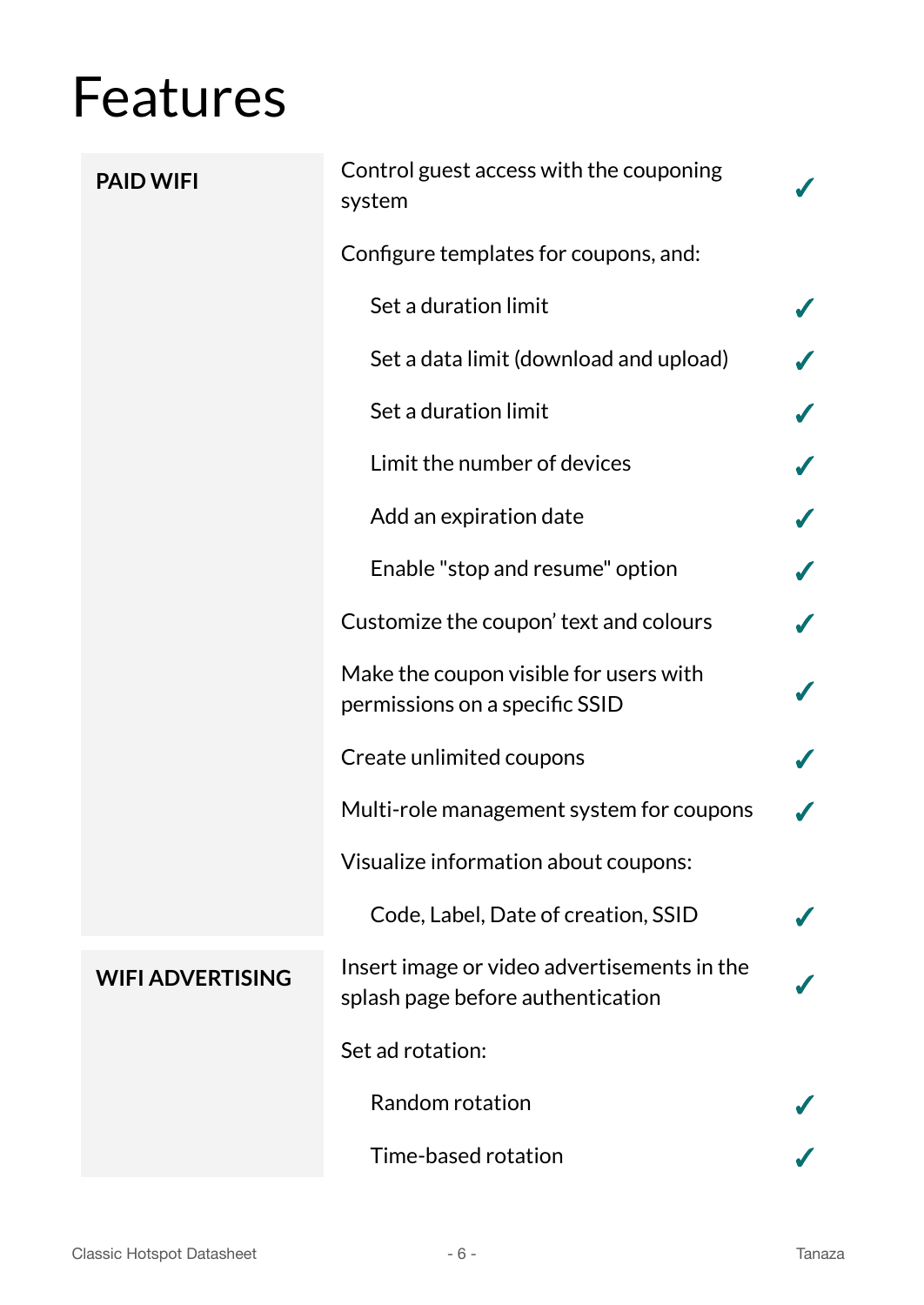# Features

| | | |
|---|---|---|
| **PAID WIFI** | Control guest access with the couponing system | ✓ |
| | Configure templates for coupons, and: | |
| | Set a duration limit | ✓ |
| | Set a data limit (download and upload) | ✓ |
| | Set a duration limit | ✓ |
| | Limit the number of devices | ✓ |
| | Add an expiration date | ✓ |
| | Enable "stop and resume" option | ✓ |
| | Customize the coupon' text and colours | ✓ |
| | Make the coupon visible for users with permissions on a specific SSID | ✓ |
| | Create unlimited coupons | ✓ |
| | Multi-role management system for coupons | ✓ |
| | Visualize information about coupons: | |
| | Code, Label, Date of creation, SSID | ✓ |
| **WIFI ADVERTISING** | Insert image or video advertisements in the splash page before authentication | ✓ |
| | Set ad rotation: | |
| | Random rotation | ✓ |
| | Time-based rotation | ✓ |